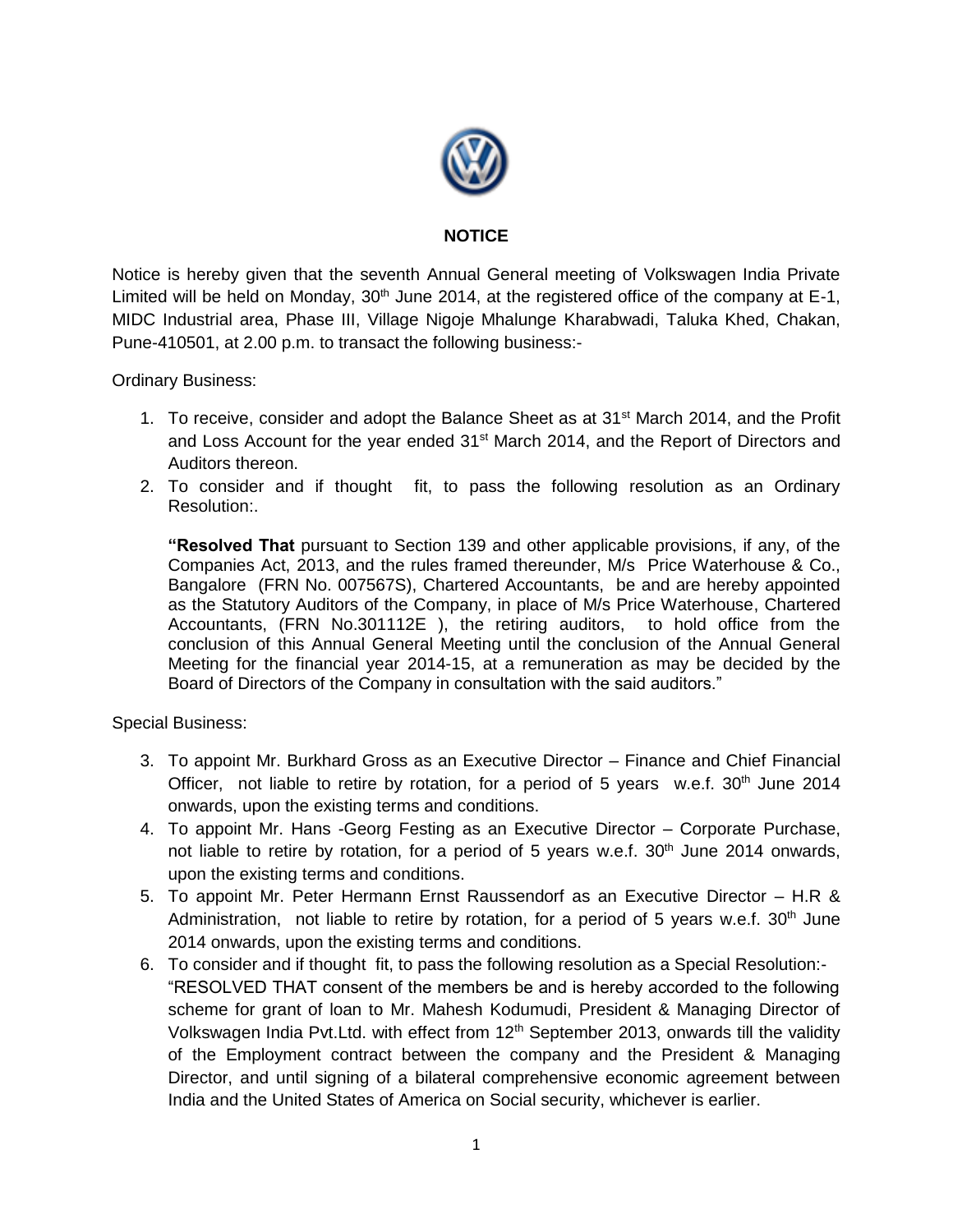## NOTICE

Notice is hereby given that the seventh Annual General meeting of Volkswagen India Private Limited will be held on Monday, 30th June 2014, at the registered office of the company at E-1, MIDC Industrial area, Phase III, Village Nigoje Mhalunge Kharabwadi, Taluka Khed, Chakan, Pune-410501, at 2.00 p.m. to transact the following business:-

Ordinary Business:

1. To receive, consider and adopt the Balance Sheet as at 31st March 2014, and the Profit and Loss Account for the year ended 31st March 2014, and the Report of Directors and Auditors thereon.
2. To consider and if thought fit, to pass the following resolution as an Ordinary Resolution:.

   **"Resolved That** pursuant to Section 139 and other applicable provisions, if any, of the Companies Act, 2013, and the rules framed thereunder, M/s Price Waterhouse & Co., Bangalore (FRN No. 007567S), Chartered Accountants, be and are hereby appointed as the Statutory Auditors of the Company, in place of M/s Price Waterhouse, Chartered Accountants, (FRN No.301112E ), the retiring auditors, to hold office from the conclusion of this Annual General Meeting until the conclusion of the Annual General Meeting for the financial year 2014-15, at a remuneration as may be decided by the Board of Directors of the Company in consultation with the said auditors."

Special Business:

3. To appoint Mr. Burkhard Gross as an Executive Director – Finance and Chief Financial Officer, not liable to retire by rotation, for a period of 5 years w.e.f. 30th June 2014 onwards, upon the existing terms and conditions.
4. To appoint Mr. Hans -Georg Festing as an Executive Director – Corporate Purchase, not liable to retire by rotation, for a period of 5 years w.e.f. 30th June 2014 onwards, upon the existing terms and conditions.
5. To appoint Mr. Peter Hermann Ernst Raussendorf as an Executive Director – H.R & Administration, not liable to retire by rotation, for a period of 5 years w.e.f. 30th June 2014 onwards, upon the existing terms and conditions.
6. To consider and if thought fit, to pass the following resolution as a Special Resolution:-
   "RESOLVED THAT consent of the members be and is hereby accorded to the following scheme for grant of loan to Mr. Mahesh Kodumudi, President & Managing Director of Volkswagen India Pvt.Ltd. with effect from 12th September 2013, onwards till the validity of the Employment contract between the company and the President & Managing Director, and until signing of a bilateral comprehensive economic agreement between India and the United States of America on Social security, whichever is earlier.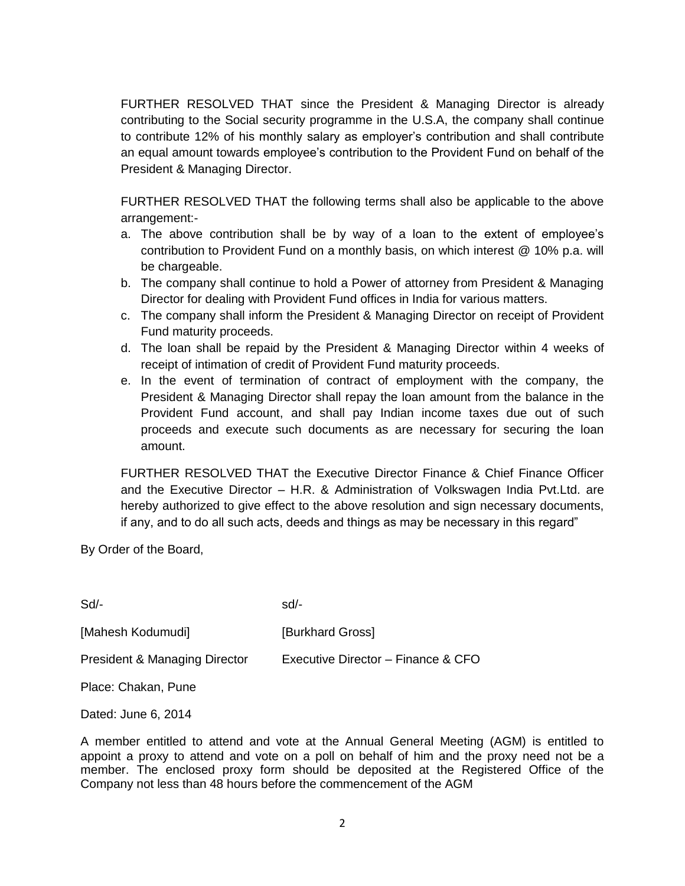FURTHER RESOLVED THAT since the President & Managing Director is already contributing to the Social security programme in the U.S.A, the company shall continue to contribute 12% of his monthly salary as employer's contribution and shall contribute an equal amount towards employee's contribution to the Provident Fund on behalf of the President & Managing Director.

FURTHER RESOLVED THAT the following terms shall also be applicable to the above arrangement:-

a. The above contribution shall be by way of a loan to the extent of employee's contribution to Provident Fund on a monthly basis, on which interest @ 10% p.a. will be chargeable.
b. The company shall continue to hold a Power of attorney from President & Managing Director for dealing with Provident Fund offices in India for various matters.
c. The company shall inform the President & Managing Director on receipt of Provident Fund maturity proceeds.
d. The loan shall be repaid by the President & Managing Director within 4 weeks of receipt of intimation of credit of Provident Fund maturity proceeds.
e. In the event of termination of contract of employment with the company, the President & Managing Director shall repay the loan amount from the balance in the Provident Fund account, and shall pay Indian income taxes due out of such proceeds and execute such documents as are necessary for securing the loan amount.

FURTHER RESOLVED THAT the Executive Director Finance & Chief Finance Officer and the Executive Director – H.R. & Administration of Volkswagen India Pvt.Ltd. are hereby authorized to give effect to the above resolution and sign necessary documents, if any, and to do all such acts, deeds and things as may be necessary in this regard"

By Order of the Board,

| Sd/- | sd/- |
|---|---|
| [Mahesh Kodumudi] | [Burkhard Gross] |
| President & Managing Director | Executive Director – Finance & CFO |

Place: Chakan, Pune

Dated: June 6, 2014

A member entitled to attend and vote at the Annual General Meeting (AGM) is entitled to appoint a proxy to attend and vote on a poll on behalf of him and the proxy need not be a member. The enclosed proxy form should be deposited at the Registered Office of the Company not less than 48 hours before the commencement of the AGM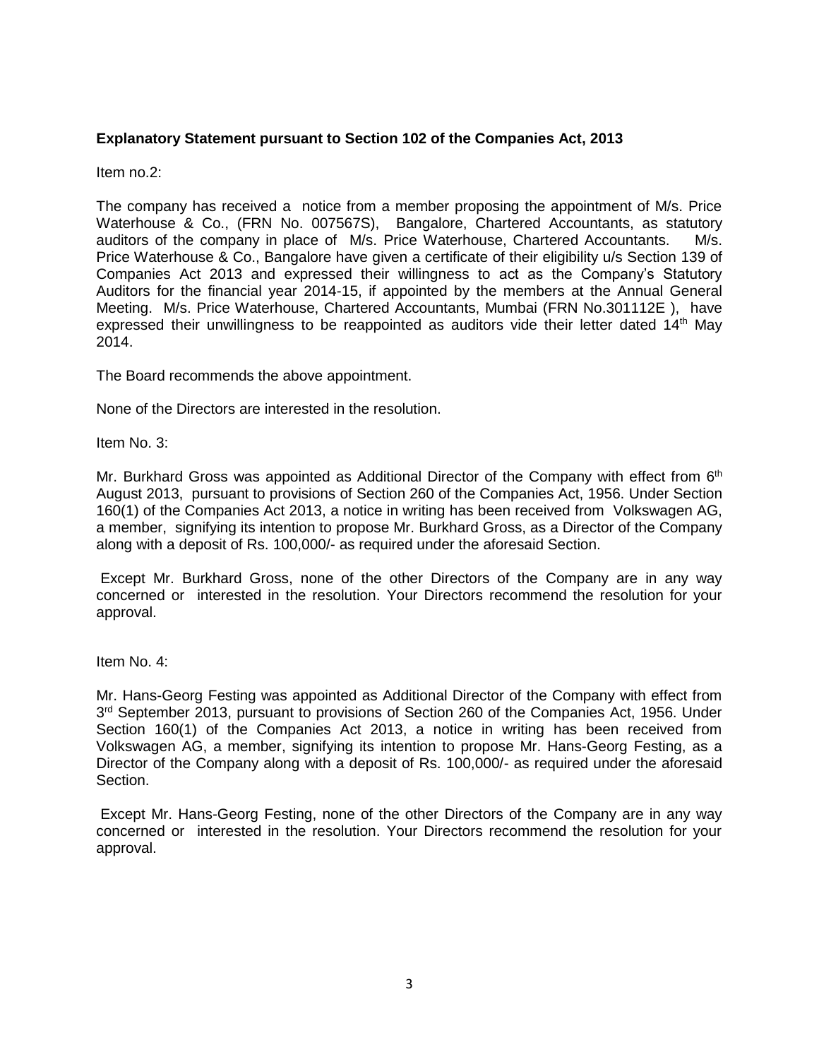**Explanatory Statement pursuant to Section 102 of the Companies Act, 2013**

Item no.2:

The company has received a notice from a member proposing the appointment of M/s. Price Waterhouse & Co., (FRN No. 007567S), Bangalore, Chartered Accountants, as statutory auditors of the company in place of M/s. Price Waterhouse, Chartered Accountants. M/s. Price Waterhouse & Co., Bangalore have given a certificate of their eligibility u/s Section 139 of Companies Act 2013 and expressed their willingness to act as the Company's Statutory Auditors for the financial year 2014-15, if appointed by the members at the Annual General Meeting. M/s. Price Waterhouse, Chartered Accountants, Mumbai (FRN No.301112E ), have expressed their unwillingness to be reappointed as auditors vide their letter dated 14th May 2014.

The Board recommends the above appointment.

None of the Directors are interested in the resolution.

Item No. 3:

Mr. Burkhard Gross was appointed as Additional Director of the Company with effect from 6th August 2013, pursuant to provisions of Section 260 of the Companies Act, 1956. Under Section 160(1) of the Companies Act 2013, a notice in writing has been received from Volkswagen AG, a member, signifying its intention to propose Mr. Burkhard Gross, as a Director of the Company along with a deposit of Rs. 100,000/- as required under the aforesaid Section.

Except Mr. Burkhard Gross, none of the other Directors of the Company are in any way concerned or interested in the resolution. Your Directors recommend the resolution for your approval.

Item No. 4:

Mr. Hans-Georg Festing was appointed as Additional Director of the Company with effect from 3rd September 2013, pursuant to provisions of Section 260 of the Companies Act, 1956. Under Section 160(1) of the Companies Act 2013, a notice in writing has been received from Volkswagen AG, a member, signifying its intention to propose Mr. Hans-Georg Festing, as a Director of the Company along with a deposit of Rs. 100,000/- as required under the aforesaid Section.

Except Mr. Hans-Georg Festing, none of the other Directors of the Company are in any way concerned or interested in the resolution. Your Directors recommend the resolution for your approval.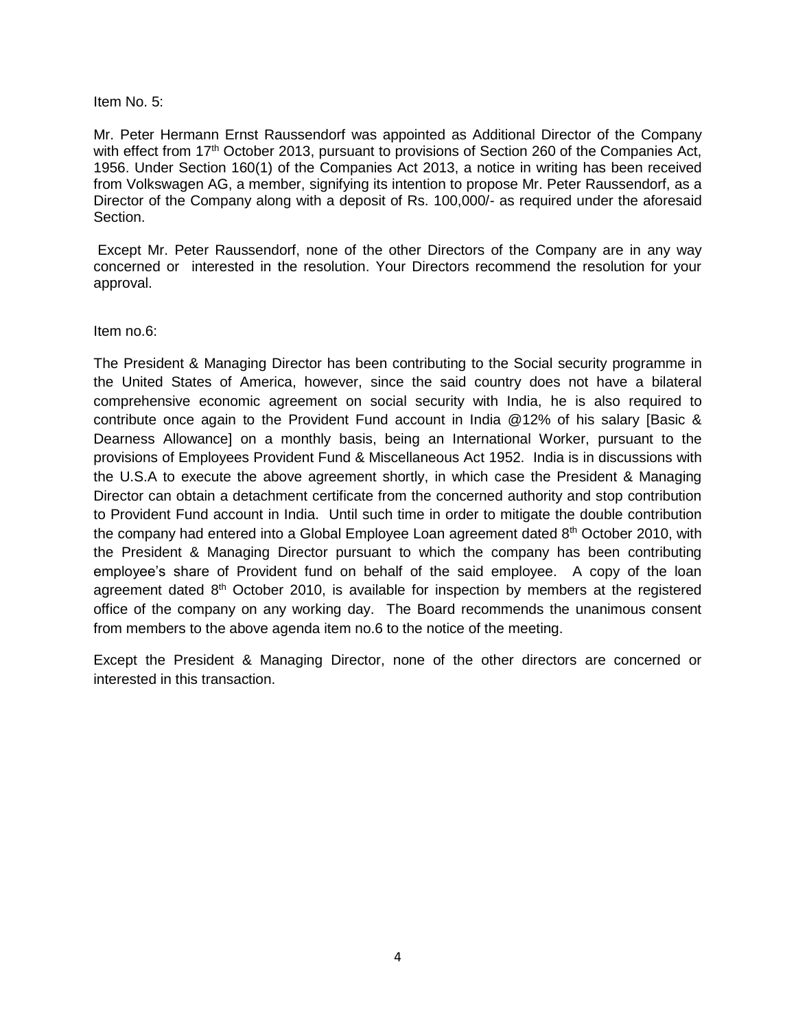Item No. 5:

Mr. Peter Hermann Ernst Raussendorf was appointed as Additional Director of the Company with effect from 17th October 2013, pursuant to provisions of Section 260 of the Companies Act, 1956. Under Section 160(1) of the Companies Act 2013, a notice in writing has been received from Volkswagen AG, a member, signifying its intention to propose Mr. Peter Raussendorf, as a Director of the Company along with a deposit of Rs. 100,000/- as required under the aforesaid Section.

Except Mr. Peter Raussendorf, none of the other Directors of the Company are in any way concerned or interested in the resolution. Your Directors recommend the resolution for your approval.

Item no.6:

The President & Managing Director has been contributing to the Social security programme in the United States of America, however, since the said country does not have a bilateral comprehensive economic agreement on social security with India, he is also required to contribute once again to the Provident Fund account in India @12% of his salary [Basic & Dearness Allowance] on a monthly basis, being an International Worker, pursuant to the provisions of Employees Provident Fund & Miscellaneous Act 1952. India is in discussions with the U.S.A to execute the above agreement shortly, in which case the President & Managing Director can obtain a detachment certificate from the concerned authority and stop contribution to Provident Fund account in India. Until such time in order to mitigate the double contribution the company had entered into a Global Employee Loan agreement dated 8th October 2010, with the President & Managing Director pursuant to which the company has been contributing employee's share of Provident fund on behalf of the said employee. A copy of the loan agreement dated 8th October 2010, is available for inspection by members at the registered office of the company on any working day. The Board recommends the unanimous consent from members to the above agenda item no.6 to the notice of the meeting.

Except the President & Managing Director, none of the other directors are concerned or interested in this transaction.